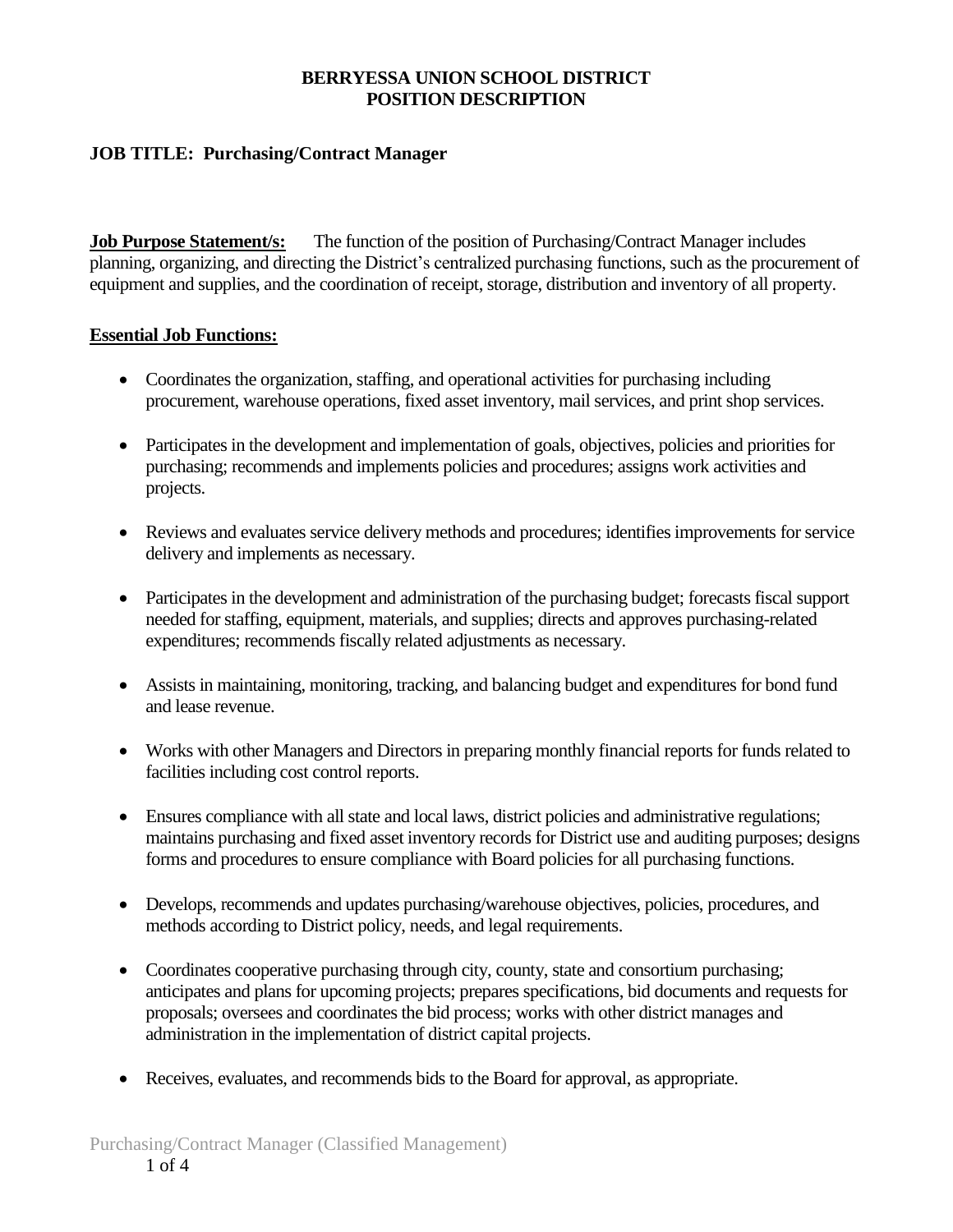**BERRYESSA UNION SCHOOL DISTRICT**
**POSITION DESCRIPTION**

**JOB TITLE: Purchasing/Contract Manager**

**Job Purpose Statement/s:** The function of the position of Purchasing/Contract Manager includes planning, organizing, and directing the District's centralized purchasing functions, such as the procurement of equipment and supplies, and the coordination of receipt, storage, distribution and inventory of all property.

**Essential Job Functions:**

- Coordinates the organization, staffing, and operational activities for purchasing including procurement, warehouse operations, fixed asset inventory, mail services, and print shop services.
- Participates in the development and implementation of goals, objectives, policies and priorities for purchasing; recommends and implements policies and procedures; assigns work activities and projects.
- Reviews and evaluates service delivery methods and procedures; identifies improvements for service delivery and implements as necessary.
- Participates in the development and administration of the purchasing budget; forecasts fiscal support needed for staffing, equipment, materials, and supplies; directs and approves purchasing-related expenditures; recommends fiscally related adjustments as necessary.
- Assists in maintaining, monitoring, tracking, and balancing budget and expenditures for bond fund and lease revenue.
- Works with other Managers and Directors in preparing monthly financial reports for funds related to facilities including cost control reports.
- Ensures compliance with all state and local laws, district policies and administrative regulations; maintains purchasing and fixed asset inventory records for District use and auditing purposes; designs forms and procedures to ensure compliance with Board policies for all purchasing functions.
- Develops, recommends and updates purchasing/warehouse objectives, policies, procedures, and methods according to District policy, needs, and legal requirements.
- Coordinates cooperative purchasing through city, county, state and consortium purchasing; anticipates and plans for upcoming projects; prepares specifications, bid documents and requests for proposals; oversees and coordinates the bid process; works with other district manages and administration in the implementation of district capital projects.
- Receives, evaluates, and recommends bids to the Board for approval, as appropriate.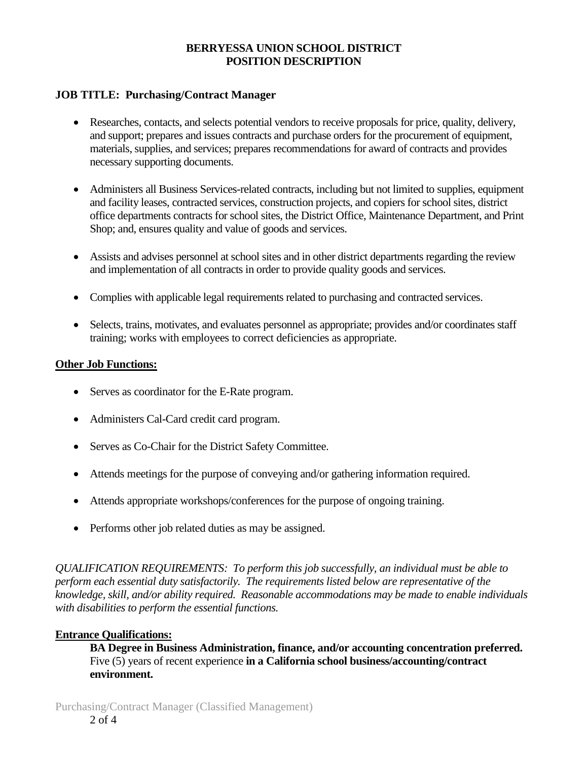**BERRYESSA UNION SCHOOL DISTRICT**
**POSITION DESCRIPTION**

**JOB TITLE: Purchasing/Contract Manager**

- Researches, contacts, and selects potential vendors to receive proposals for price, quality, delivery, and support; prepares and issues contracts and purchase orders for the procurement of equipment, materials, supplies, and services; prepares recommendations for award of contracts and provides necessary supporting documents.

- Administers all Business Services-related contracts, including but not limited to supplies, equipment and facility leases, contracted services, construction projects, and copiers for school sites, district office departments contracts for school sites, the District Office, Maintenance Department, and Print Shop; and, ensures quality and value of goods and services.

- Assists and advises personnel at school sites and in other district departments regarding the review and implementation of all contracts in order to provide quality goods and services.

- Complies with applicable legal requirements related to purchasing and contracted services.

- Selects, trains, motivates, and evaluates personnel as appropriate; provides and/or coordinates staff training; works with employees to correct deficiencies as appropriate.

**Other Job Functions:**

- Serves as coordinator for the E-Rate program.

- Administers Cal-Card credit card program.

- Serves as Co-Chair for the District Safety Committee.

- Attends meetings for the purpose of conveying and/or gathering information required.

- Attends appropriate workshops/conferences for the purpose of ongoing training.

- Performs other job related duties as may be assigned.

*QUALIFICATION REQUIREMENTS: To perform this job successfully, an individual must be able to perform each essential duty satisfactorily. The requirements listed below are representative of the knowledge, skill, and/or ability required. Reasonable accommodations may be made to enable individuals with disabilities to perform the essential functions.*

**Entrance Qualifications:**

**BA Degree in Business Administration, finance, and/or accounting concentration preferred.** Five (5) years of recent experience **in a California school business/accounting/contract environment.**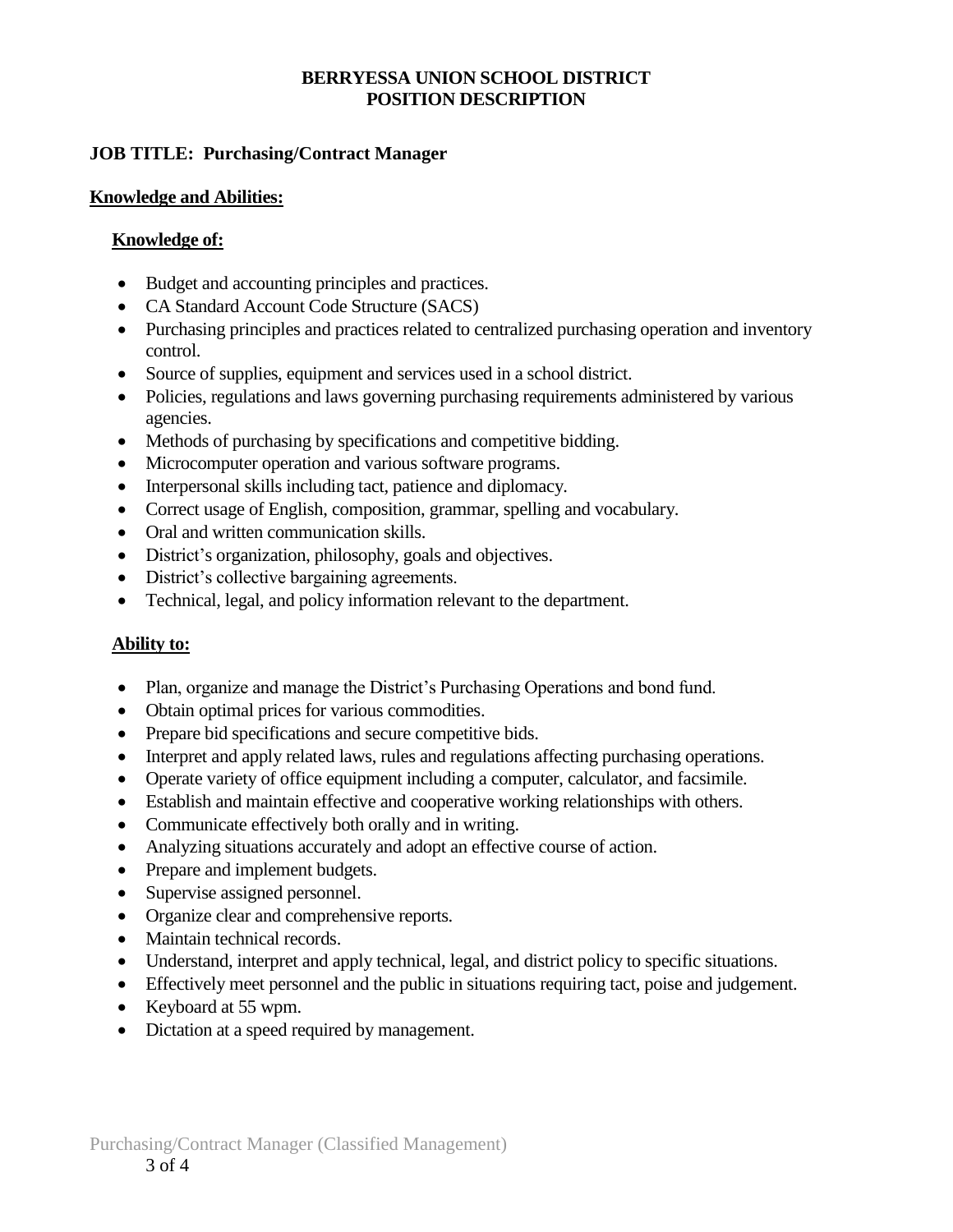**BERRYESSA UNION SCHOOL DISTRICT**
**POSITION DESCRIPTION**

**JOB TITLE: Purchasing/Contract Manager**

## Knowledge and Abilities:

### Knowledge of:

- Budget and accounting principles and practices.
- CA Standard Account Code Structure (SACS)
- Purchasing principles and practices related to centralized purchasing operation and inventory control.
- Source of supplies, equipment and services used in a school district.
- Policies, regulations and laws governing purchasing requirements administered by various agencies.
- Methods of purchasing by specifications and competitive bidding.
- Microcomputer operation and various software programs.
- Interpersonal skills including tact, patience and diplomacy.
- Correct usage of English, composition, grammar, spelling and vocabulary.
- Oral and written communication skills.
- District's organization, philosophy, goals and objectives.
- District's collective bargaining agreements.
- Technical, legal, and policy information relevant to the department.

### Ability to:

- Plan, organize and manage the District's Purchasing Operations and bond fund.
- Obtain optimal prices for various commodities.
- Prepare bid specifications and secure competitive bids.
- Interpret and apply related laws, rules and regulations affecting purchasing operations.
- Operate variety of office equipment including a computer, calculator, and facsimile.
- Establish and maintain effective and cooperative working relationships with others.
- Communicate effectively both orally and in writing.
- Analyzing situations accurately and adopt an effective course of action.
- Prepare and implement budgets.
- Supervise assigned personnel.
- Organize clear and comprehensive reports.
- Maintain technical records.
- Understand, interpret and apply technical, legal, and district policy to specific situations.
- Effectively meet personnel and the public in situations requiring tact, poise and judgement.
- Keyboard at 55 wpm.
- Dictation at a speed required by management.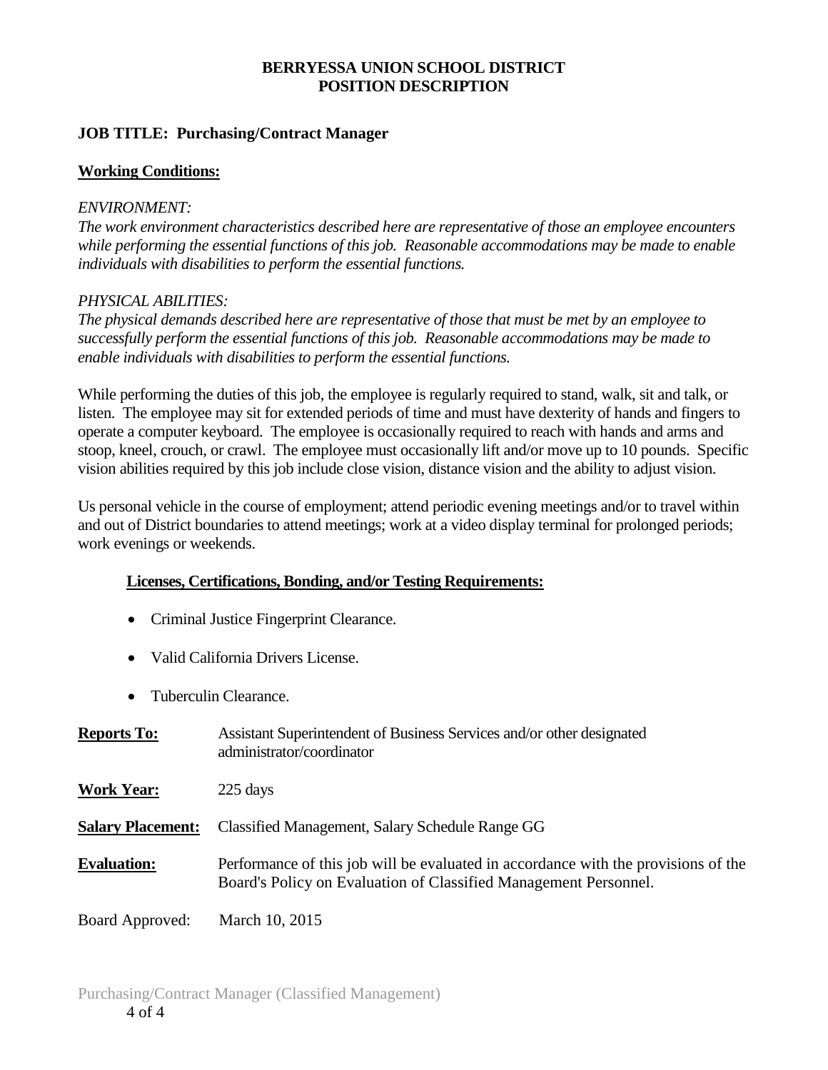**BERRYESSA UNION SCHOOL DISTRICT**
**POSITION DESCRIPTION**

## JOB TITLE: Purchasing/Contract Manager

**<u>Working Conditions:</u>**

*ENVIRONMENT:*
*The work environment characteristics described here are representative of those an employee encounters while performing the essential functions of this job. Reasonable accommodations may be made to enable individuals with disabilities to perform the essential functions.*

*PHYSICAL ABILITIES:*
*The physical demands described here are representative of those that must be met by an employee to successfully perform the essential functions of this job. Reasonable accommodations may be made to enable individuals with disabilities to perform the essential functions.*

While performing the duties of this job, the employee is regularly required to stand, walk, sit and talk, or listen. The employee may sit for extended periods of time and must have dexterity of hands and fingers to operate a computer keyboard. The employee is occasionally required to reach with hands and arms and stoop, kneel, crouch, or crawl. The employee must occasionally lift and/or move up to 10 pounds. Specific vision abilities required by this job include close vision, distance vision and the ability to adjust vision.

Us personal vehicle in the course of employment; attend periodic evening meetings and/or to travel within and out of District boundaries to attend meetings; work at a video display terminal for prolonged periods; work evenings or weekends.

**<u>Licenses, Certifications, Bonding, and/or Testing Requirements:</u>**

- Criminal Justice Fingerprint Clearance.
- Valid California Drivers License.
- Tuberculin Clearance.

**<u>Reports To:</u>** Assistant Superintendent of Business Services and/or other designated administrator/coordinator

**<u>Work Year:</u>** 225 days

**<u>Salary Placement:</u>** Classified Management, Salary Schedule Range GG

**<u>Evaluation:</u>** Performance of this job will be evaluated in accordance with the provisions of the Board's Policy on Evaluation of Classified Management Personnel.

Board Approved: March 10, 2015